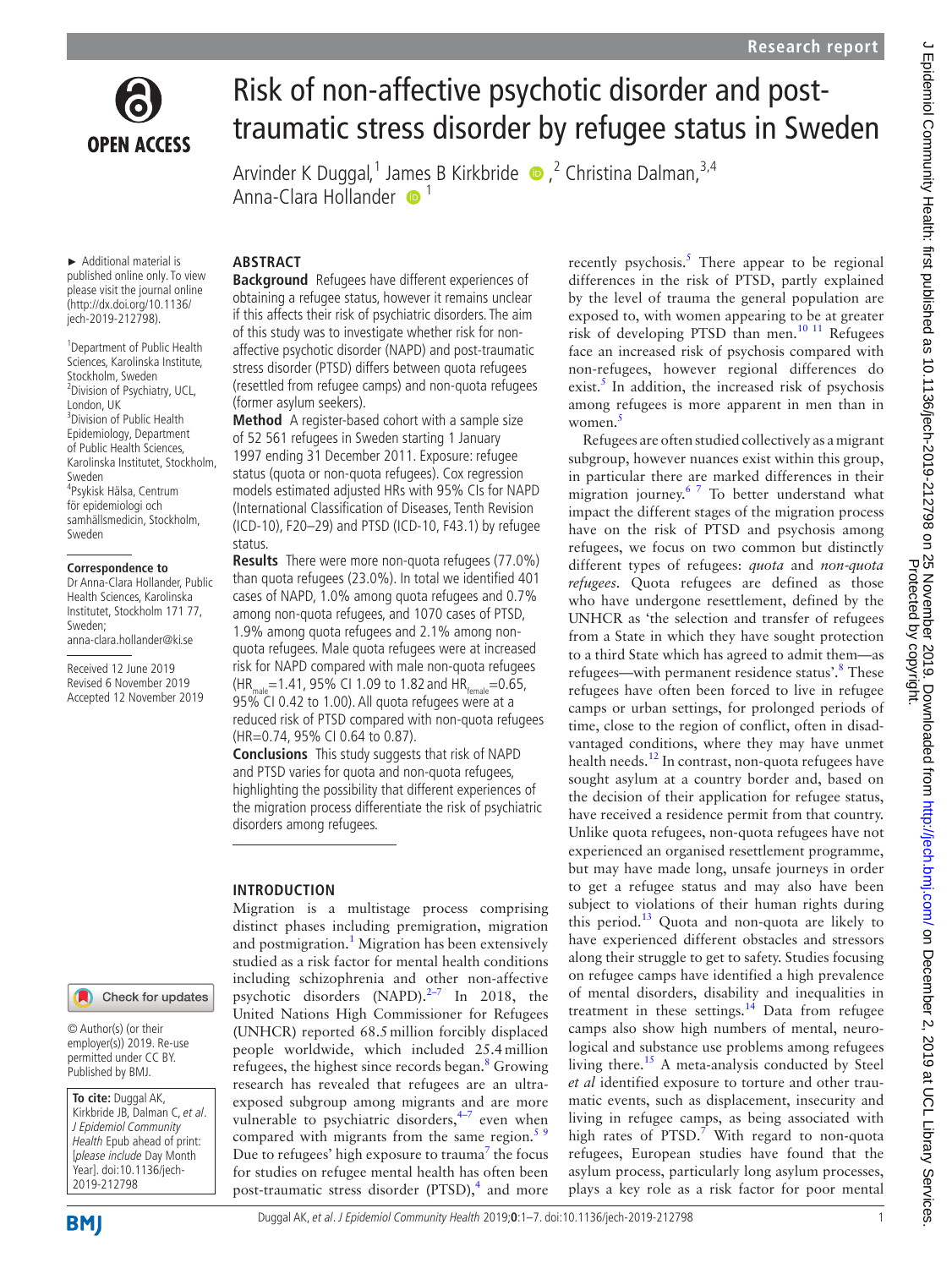# Risk of non-affective psychotic disorder and post-traumatic stress disorder by refugee status in Sweden

Arvinder K Duggal,[1] James B Kirkbride,[2] Christina Dalman,[3,4] Anna-Clara Hollander[1]

► Additional material is published online only. To view please visit the journal online (http://dx.doi.org/10.1136/jech-2019-212798).

[1]Department of Public Health Sciences, Karolinska Institute, Stockholm, Sweden
[2]Division of Psychiatry, UCL, London, UK
[3]Division of Public Health Epidemiology, Department of Public Health Sciences, Karolinska Institutet, Stockholm, Sweden
[4]Psykisk Hälsa, Centrum för epidemiologi och samhällsmedicin, Stockholm, Sweden

**Correspondence to**
Dr Anna-Clara Hollander, Public Health Sciences, Karolinska Institutet, Stockholm 171 77, Sweden; anna-clara.hollander@ki.se

Received 12 June 2019
Revised 6 November 2019
Accepted 12 November 2019

© Author(s) (or their employer(s)) 2019. Re-use permitted under CC BY. Published by BMJ.

**To cite:** Duggal AK, Kirkbride JB, Dalman C, et al. *J Epidemiol Community Health* Epub ahead of print: [please include Day Month Year]. doi:10.1136/jech-2019-212798

## ABSTRACT

**Background** Refugees have different experiences of obtaining a refugee status, however it remains unclear if this affects their risk of psychiatric disorders. The aim of this study was to investigate whether risk for non-affective psychotic disorder (NAPD) and post-traumatic stress disorder (PTSD) differs between quota refugees (resettled from refugee camps) and non-quota refugees (former asylum seekers).

**Method** A register-based cohort with a sample size of 52 561 refugees in Sweden starting 1 January 1997 ending 31 December 2011. Exposure: refugee status (quota or non-quota refugees). Cox regression models estimated adjusted HRs with 95% CIs for NAPD (International Classification of Diseases, Tenth Revision (ICD-10), F20–29) and PTSD (ICD-10, F43.1) by refugee status.

**Results** There were more non-quota refugees (77.0%) than quota refugees (23.0%). In total we identified 401 cases of NAPD, 1.0% among quota refugees and 0.7% among non-quota refugees, and 1070 cases of PTSD, 1.9% among quota refugees and 2.1% among non-quota refugees. Male quota refugees were at increased risk for NAPD compared with male non-quota refugees ($HR_{male}$=1.41, 95% CI 1.09 to 1.82 and $HR_{female}$=0.65, 95% CI 0.42 to 1.00). All quota refugees were at a reduced risk of PTSD compared with non-quota refugees (HR=0.74, 95% CI 0.64 to 0.87).

**Conclusions** This study suggests that risk of NAPD and PTSD varies for quota and non-quota refugees, highlighting the possibility that different experiences of the migration process differentiate the risk of psychiatric disorders among refugees.

## INTRODUCTION

Migration is a multistage process comprising distinct phases including premigration, migration and postmigration.[1] Migration has been extensively studied as a risk factor for mental health conditions including schizophrenia and other non-affective psychotic disorders (NAPD).[2–7] In 2018, the United Nations High Commissioner for Refugees (UNHCR) reported 68.5 million forcibly displaced people worldwide, which included 25.4 million refugees, the highest since records began.[8] Growing research has revealed that refugees are an ultra-exposed subgroup among migrants and are more vulnerable to psychiatric disorders,[4–7] even when compared with migrants from the same region.[5 9] Due to refugees' high exposure to trauma[7] the focus for studies on refugee mental health has often been post-traumatic stress disorder (PTSD),[4] and more recently psychosis.[5] There appear to be regional differences in the risk of PTSD, partly explained by the level of trauma the general population are exposed to, with women appearing to be at greater risk of developing PTSD than men.[10 11] Refugees face an increased risk of psychosis compared with non-refugees, however regional differences do exist.[5] In addition, the increased risk of psychosis among refugees is more apparent in men than in women.[5]

Refugees are often studied collectively as a migrant subgroup, however nuances exist within this group, in particular there are marked differences in their migration journey.[6 7] To better understand what impact the different stages of the migration process have on the risk of PTSD and psychosis among refugees, we focus on two common but distinctly different types of refugees: *quota* and *non-quota refugees*. Quota refugees are defined as those who have undergone resettlement, defined by the UNHCR as 'the selection and transfer of refugees from a State in which they have sought protection to a third State which has agreed to admit them—as refugees—with permanent residence status'.[8] These refugees have often been forced to live in refugee camps or urban settings, for prolonged periods of time, close to the region of conflict, often in disadvantaged conditions, where they may have unmet health needs.[12] In contrast, non-quota refugees have sought asylum at a country border and, based on the decision of their application for refugee status, have received a residence permit from that country. Unlike quota refugees, non-quota refugees have not experienced an organised resettlement programme, but may have made long, unsafe journeys in order to get a refugee status and may also have been subject to violations of their human rights during this period.[13] Quota and non-quota are likely to have experienced different obstacles and stressors along their struggle to get to safety. Studies focusing on refugee camps have identified a high prevalence of mental disorders, disability and inequalities in treatment in these settings.[14] Data from refugee camps also show high numbers of mental, neurological and substance use problems among refugees living there.[15] A meta-analysis conducted by Steel *et al* identified exposure to torture and other traumatic events, such as displacement, insecurity and living in refugee camps, as being associated with high rates of PTSD.[7] With regard to non-quota refugees, European studies have found that the asylum process, particularly long asylum processes, plays a key role as a risk factor for poor mental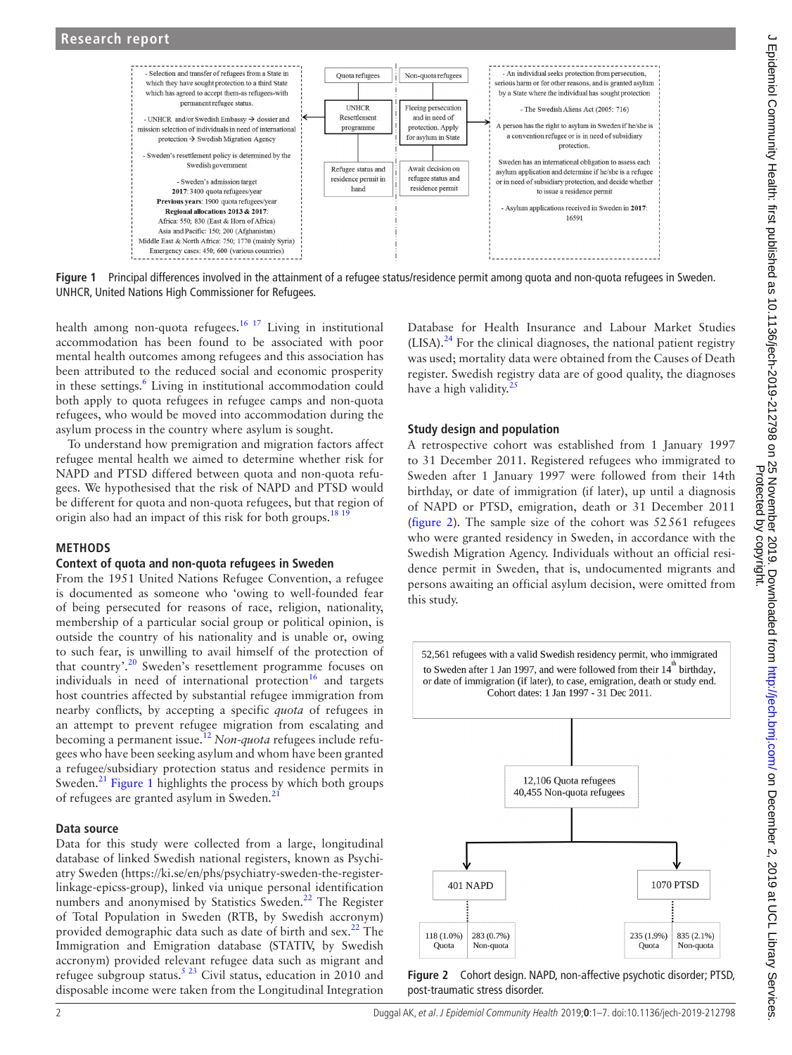Figure 1 Principal differences involved in the attainment of a refugee status/residence permit among quota and non-quota refugees in Sweden. UNHCR, United Nations High Commissioner for Refugees.

health among non-quota refugees.[16,17] Living in institutional accommodation has been found to be associated with poor mental health outcomes among refugees and this association has been attributed to the reduced social and economic prosperity in these settings.[6] Living in institutional accommodation could both apply to quota refugees in refugee camps and non-quota refugees, who would be moved into accommodation during the asylum process in the country where asylum is sought.

To understand how premigration and migration factors affect refugee mental health we aimed to determine whether risk for NAPD and PTSD differed between quota and non-quota refugees. We hypothesised that the risk of NAPD and PTSD would be different for quota and non-quota refugees, but that region of origin also had an impact of this risk for both groups.[18,19]

## METHODS

### Context of quota and non-quota refugees in Sweden

From the 1951 United Nations Refugee Convention, a refugee is documented as someone who 'owing to well-founded fear of being persecuted for reasons of race, religion, nationality, membership of a particular social group or political opinion, is outside the country of his nationality and is unable or, owing to such fear, is unwilling to avail himself of the protection of that country'.[20] Sweden's resettlement programme focuses on individuals in need of international protection[16] and targets host countries affected by substantial refugee immigration from nearby conflicts, by accepting a specific *quota* of refugees in an attempt to prevent refugee migration from escalating and becoming a permanent issue.[12] *Non-quota* refugees include refugees who have been seeking asylum and whom have been granted a refugee/subsidiary protection status and residence permits in Sweden.[21] Figure 1 highlights the process by which both groups of refugees are granted asylum in Sweden.[21]

### Data source

Data for this study were collected from a large, longitudinal database of linked Swedish national registers, known as Psychiatry Sweden (https://ki.se/en/phs/psychiatry-sweden-the-register-linkage-epicss-group), linked via unique personal identification numbers and anonymised by Statistics Sweden.[22] The Register of Total Population in Sweden (RTB, by Swedish accronym) provided demographic data such as date of birth and sex.[22] The Immigration and Emigration database (STATIV, by Swedish accronym) provided relevant refugee data such as migrant and refugee subgroup status.[5,23] Civil status, education in 2010 and disposable income were taken from the Longitudinal Integration Database for Health Insurance and Labour Market Studies (LISA).[24] For the clinical diagnoses, the national patient registry was used; mortality data were obtained from the Causes of Death register. Swedish registry data are of good quality, the diagnoses have a high validity.[25]

### Study design and population

A retrospective cohort was established from 1 January 1997 to 31 December 2011. Registered refugees who immigrated to Sweden after 1 January 1997 were followed from their 14th birthday, or date of immigration (if later), up until a diagnosis of NAPD or PTSD, emigration, death or 31 December 2011 (figure 2). The sample size of the cohort was 52 561 refugees who were granted residency in Sweden, in accordance with the Swedish Migration Agency. Individuals without an official residence permit in Sweden, that is, undocumented migrants and persons awaiting an official asylum decision, were omitted from this study.

Figure 2 Cohort design. NAPD, non-affective psychotic disorder; PTSD, post-traumatic stress disorder.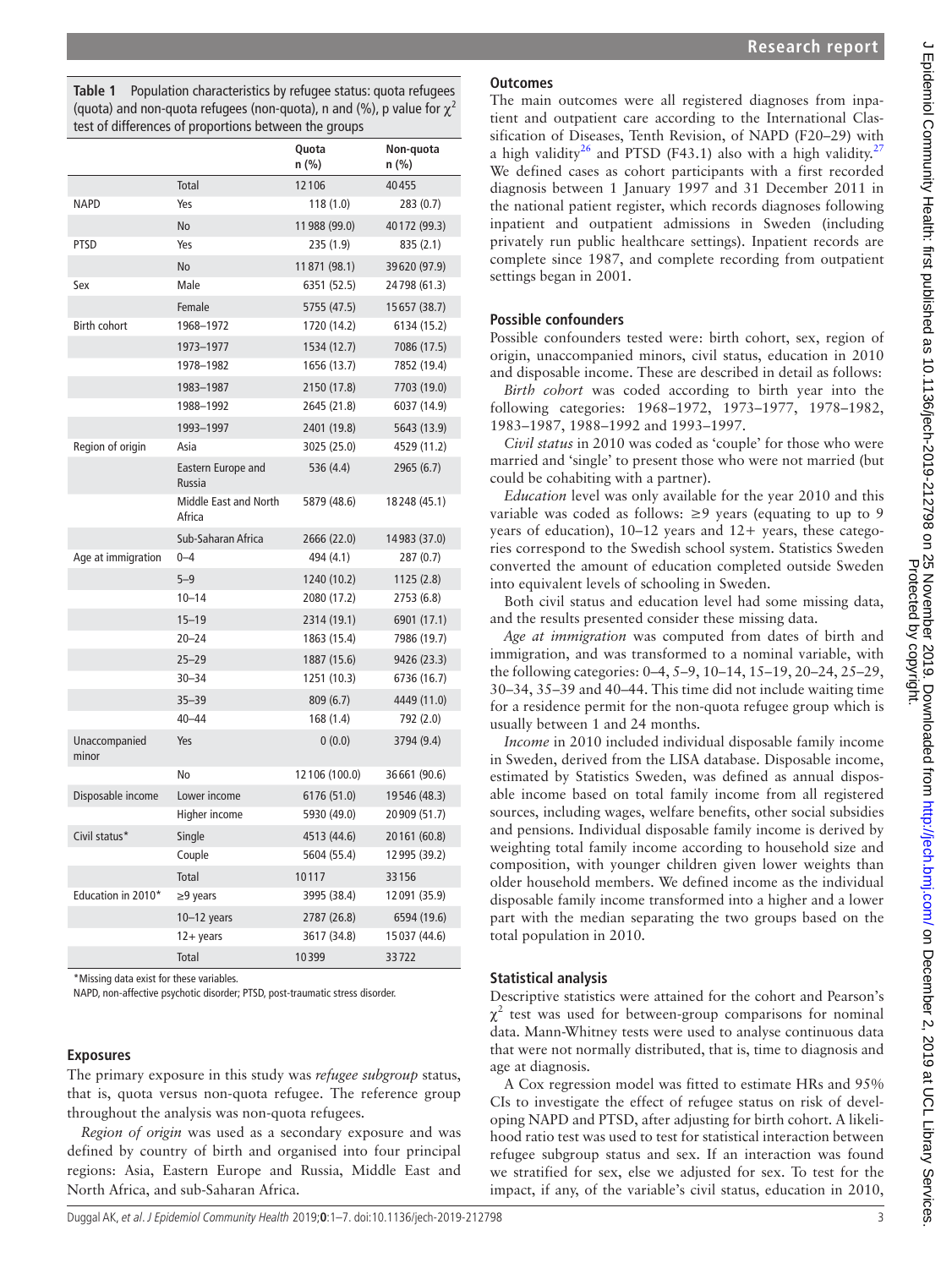**Table 1** Population characteristics by refugee status: quota refugees (quota) and non-quota refugees (non-quota), n and (%), p value for $\chi^2$ test of differences of proportions between the groups

| | | Quota n (%) | Non-quota n (%) |
|---|---|---|---|
| | Total | 12106 | 40455 |
| NAPD | Yes | 118 (1.0) | 283 (0.7) |
| | No | 11988 (99.0) | 40172 (99.3) |
| PTSD | Yes | 235 (1.9) | 835 (2.1) |
| | No | 11871 (98.1) | 39620 (97.9) |
| Sex | Male | 6351 (52.5) | 24798 (61.3) |
| | Female | 5755 (47.5) | 15657 (38.7) |
| Birth cohort | 1968–1972 | 1720 (14.2) | 6134 (15.2) |
| | 1973–1977 | 1534 (12.7) | 7086 (17.5) |
| | 1978–1982 | 1656 (13.7) | 7852 (19.4) |
| | 1983–1987 | 2150 (17.8) | 7703 (19.0) |
| | 1988–1992 | 2645 (21.8) | 6037 (14.9) |
| | 1993–1997 | 2401 (19.8) | 5643 (13.9) |
| Region of origin | Asia | 3025 (25.0) | 4529 (11.2) |
| | Eastern Europe and Russia | 536 (4.4) | 2965 (6.7) |
| | Middle East and North Africa | 5879 (48.6) | 18248 (45.1) |
| | Sub-Saharan Africa | 2666 (22.0) | 14983 (37.0) |
| Age at immigration | 0–4 | 494 (4.1) | 287 (0.7) |
| | 5–9 | 1240 (10.2) | 1125 (2.8) |
| | 10–14 | 2080 (17.2) | 2753 (6.8) |
| | 15–19 | 2314 (19.1) | 6901 (17.1) |
| | 20–24 | 1863 (15.4) | 7986 (19.7) |
| | 25–29 | 1887 (15.6) | 9426 (23.3) |
| | 30–34 | 1251 (10.3) | 6736 (16.7) |
| | 35–39 | 809 (6.7) | 4449 (11.0) |
| | 40–44 | 168 (1.4) | 792 (2.0) |
| Unaccompanied minor | Yes | 0 (0.0) | 3794 (9.4) |
| | No | 12106 (100.0) | 36661 (90.6) |
| Disposable income | Lower income | 6176 (51.0) | 19546 (48.3) |
| | Higher income | 5930 (49.0) | 20909 (51.7) |
| Civil status* | Single | 4513 (44.6) | 20161 (60.8) |
| | Couple | 5604 (55.4) | 12995 (39.2) |
| | Total | 10117 | 33156 |
| Education in 2010* | ≥9 years | 3995 (38.4) | 12091 (35.9) |
| | 10–12 years | 2787 (26.8) | 6594 (19.6) |
| | 12+ years | 3617 (34.8) | 15037 (44.6) |
| | Total | 10399 | 33722 |

*Missing data exist for these variables.

NAPD, non-affective psychotic disorder; PTSD, post-traumatic stress disorder.

### Exposures

The primary exposure in this study was *refugee subgroup* status, that is, quota versus non-quota refugee. The reference group throughout the analysis was non-quota refugees.

*Region of origin* was used as a secondary exposure and was defined by country of birth and organised into four principal regions: Asia, Eastern Europe and Russia, Middle East and North Africa, and sub-Saharan Africa.

### Outcomes

The main outcomes were all registered diagnoses from inpatient and outpatient care according to the International Classification of Diseases, Tenth Revision, of NAPD (F20–29) with a high validity[26] and PTSD (F43.1) also with a high validity.[27] We defined cases as cohort participants with a first recorded diagnosis between 1 January 1997 and 31 December 2011 in the national patient register, which records diagnoses following inpatient and outpatient admissions in Sweden (including privately run public healthcare settings). Inpatient records are complete since 1987, and complete recording from outpatient settings began in 2001.

### Possible confounders

Possible confounders tested were: birth cohort, sex, region of origin, unaccompanied minors, civil status, education in 2010 and disposable income. These are described in detail as follows:

*Birth cohort* was coded according to birth year into the following categories: 1968–1972, 1973–1977, 1978–1982, 1983–1987, 1988–1992 and 1993–1997.

*Civil status* in 2010 was coded as 'couple' for those who were married and 'single' to present those who were not married (but could be cohabiting with a partner).

*Education* level was only available for the year 2010 and this variable was coded as follows: ≥9 years (equating to up to 9 years of education), 10–12 years and 12+ years, these categories correspond to the Swedish school system. Statistics Sweden converted the amount of education completed outside Sweden into equivalent levels of schooling in Sweden.

Both civil status and education level had some missing data, and the results presented consider these missing data.

*Age at immigration* was computed from dates of birth and immigration, and was transformed to a nominal variable, with the following categories: 0–4, 5–9, 10–14, 15–19, 20–24, 25–29, 30–34, 35–39 and 40–44. This time did not include waiting time for a residence permit for the non-quota refugee group which is usually between 1 and 24 months.

*Income* in 2010 included individual disposable family income in Sweden, derived from the LISA database. Disposable income, estimated by Statistics Sweden, was defined as annual disposable income based on total family income from all registered sources, including wages, welfare benefits, other social subsidies and pensions. Individual disposable family income is derived by weighting total family income according to household size and composition, with younger children given lower weights than older household members. We defined income as the individual disposable family income transformed into a higher and a lower part with the median separating the two groups based on the total population in 2010.

### Statistical analysis

Descriptive statistics were attained for the cohort and Pearson's $\chi^2$ test was used for between-group comparisons for nominal data. Mann-Whitney tests were used to analyse continuous data that were not normally distributed, that is, time to diagnosis and age at diagnosis.

A Cox regression model was fitted to estimate HRs and 95% CIs to investigate the effect of refugee status on risk of developing NAPD and PTSD, after adjusting for birth cohort. A likelihood ratio test was used to test for statistical interaction between refugee subgroup status and sex. If an interaction was found we stratified for sex, else we adjusted for sex. To test for the impact, if any, of the variable's civil status, education in 2010,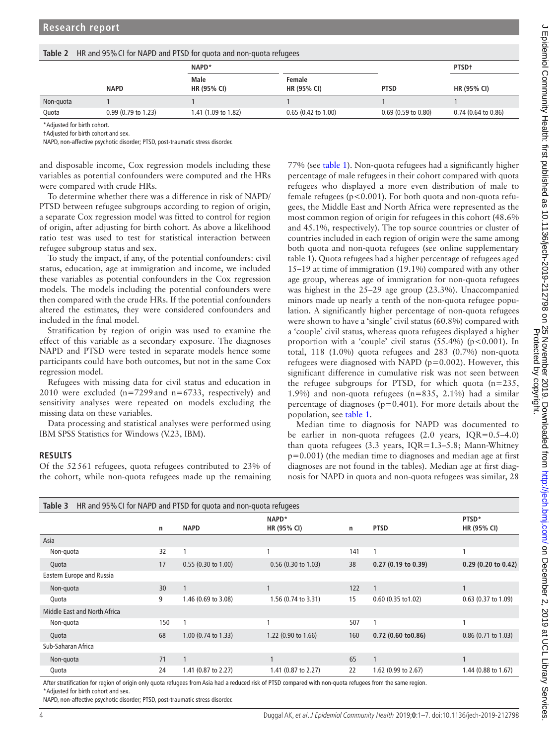**Table 2** HR and 95% CI for NAPD and PTSD for quota and non-quota refugees

| | | NAPD* | | | PTSD† |
|---|---|---|---|---|---|
| | **NAPD** | **Male HR (95% CI)** | **Female HR (95% CI)** | **PTSD** | **HR (95% CI)** |
| Non-quota | 1 | 1 | 1 | 1 | 1 |
| Quota | 0.99 (0.79 to 1.23) | 1.41 (1.09 to 1.82) | 0.65 (0.42 to 1.00) | 0.69 (0.59 to 0.80) | 0.74 (0.64 to 0.86) |

*Adjusted for birth cohort.

†Adjusted for birth cohort and sex.

NAPD, non-affective psychotic disorder; PTSD, post-traumatic stress disorder.

and disposable income, Cox regression models including these variables as potential confounders were computed and the HRs were compared with crude HRs.

To determine whether there was a difference in risk of NAPD/PTSD between refugee subgroups according to region of origin, a separate Cox regression model was fitted to control for region of origin, after adjusting for birth cohort. As above a likelihood ratio test was used to test for statistical interaction between refugee subgroup status and sex.

To study the impact, if any, of the potential confounders: civil status, education, age at immigration and income, we included these variables as potential confounders in the Cox regression models. The models including the potential confounders were then compared with the crude HRs. If the potential confounders altered the estimates, they were considered confounders and included in the final model.

Stratification by region of origin was used to examine the effect of this variable as a secondary exposure. The diagnoses NAPD and PTSD were tested in separate models hence some participants could have both outcomes, but not in the same Cox regression model.

Refugees with missing data for civil status and education in 2010 were excluded (n=7299 and n=6733, respectively) and sensitivity analyses were repeated on models excluding the missing data on these variables.

Data processing and statistical analyses were performed using IBM SPSS Statistics for Windows (V.23, IBM).

## RESULTS

Of the 52561 refugees, quota refugees contributed to 23% of the cohort, while non-quota refugees made up the remaining 77% (see table 1). Non-quota refugees had a significantly higher percentage of male refugees in their cohort compared with quota refugees who displayed a more even distribution of male to female refugees ($p<0.001$). For both quota and non-quota refugees, the Middle East and North Africa were represented as the most common region of origin for refugees in this cohort (48.6% and 45.1%, respectively). The top source countries or cluster of countries included in each region of origin were the same among both quota and non-quota refugees (see online supplementary table 1). Quota refugees had a higher percentage of refugees aged 15–19 at time of immigration (19.1%) compared with any other age group, whereas age of immigration for non-quota refugees was highest in the 25–29 age group (23.3%). Unaccompanied minors made up nearly a tenth of the non-quota refugee population. A significantly higher percentage of non-quota refugees were shown to have a 'single' civil status (60.8%) compared with a 'couple' civil status, whereas quota refugees displayed a higher proportion with a 'couple' civil status (55.4%) ($p<0.001$). In total, 118 (1.0%) quota refugees and 283 (0.7%) non-quota refugees (n=835, 2.1%) had a similar percentage of diagnoses ($p=0.401$). For more details about the population, see table 1.

Median time to diagnosis for NAPD was documented to be earlier in non-quota refugees (2.0 years, IQR=0.5–4.0) than quota refugees (3.3 years, IQR=1.3–5.8; Mann-Whitney $p=0.001$) (the median time to diagnoses and median age at first diagnoses are not found in the tables). Median age at first diagnosis for NAPD in quota and non-quota refugees was similar, 28

**Table 3** HR and 95% CI for NAPD and PTSD for quota and non-quota refugees

| | n | NAPD | NAPD* HR (95% CI) | n | PTSD | PTSD* HR (95% CI) |
|---|---|---|---|---|---|---|
| Asia | | | | | | |
| Non-quota | 32 | 1 | 1 | 141 | 1 | 1 |
| Quota | 17 | 0.55 (0.30 to 1.00) | 0.56 (0.30 to 1.03) | 38 | **0.27 (0.19 to 0.39)** | **0.29 (0.20 to 0.42)** |
| Eastern Europe and Russia | | | | | | |
| Non-quota | 30 | 1 | 1 | 122 | 1 | 1 |
| Quota | 9 | 1.46 (0.69 to 3.08) | 1.56 (0.74 to 3.31) | 15 | 0.60 (0.35 to1.02) | 0.63 (0.37 to 1.09) |
| Middle East and North Africa | | | | | | |
| Non-quota | 150 | 1 | 1 | 507 | 1 | 1 |
| Quota | 68 | 1.00 (0.74 to 1.33) | 1.22 (0.90 to 1.66) | 160 | **0.72 (0.60 to0.86)** | 0.86 (0.71 to 1.03) |
| Sub-Saharan Africa | | | | | | |
| Non-quota | 71 | 1 | 1 | 65 | 1 | 1 |
| Quota | 24 | 1.41 (0.87 to 2.27) | 1.41 (0.87 to 2.27) | 22 | 1.62 (0.99 to 2.67) | 1.44 (0.88 to 1.67) |

After stratification for region of origin only quota refugees from Asia had a reduced risk of PTSD compared with non-quota refugees from the same region.

*Adjusted for birth cohort and sex.

NAPD, non-affective psychotic disorder; PTSD, post-traumatic stress disorder.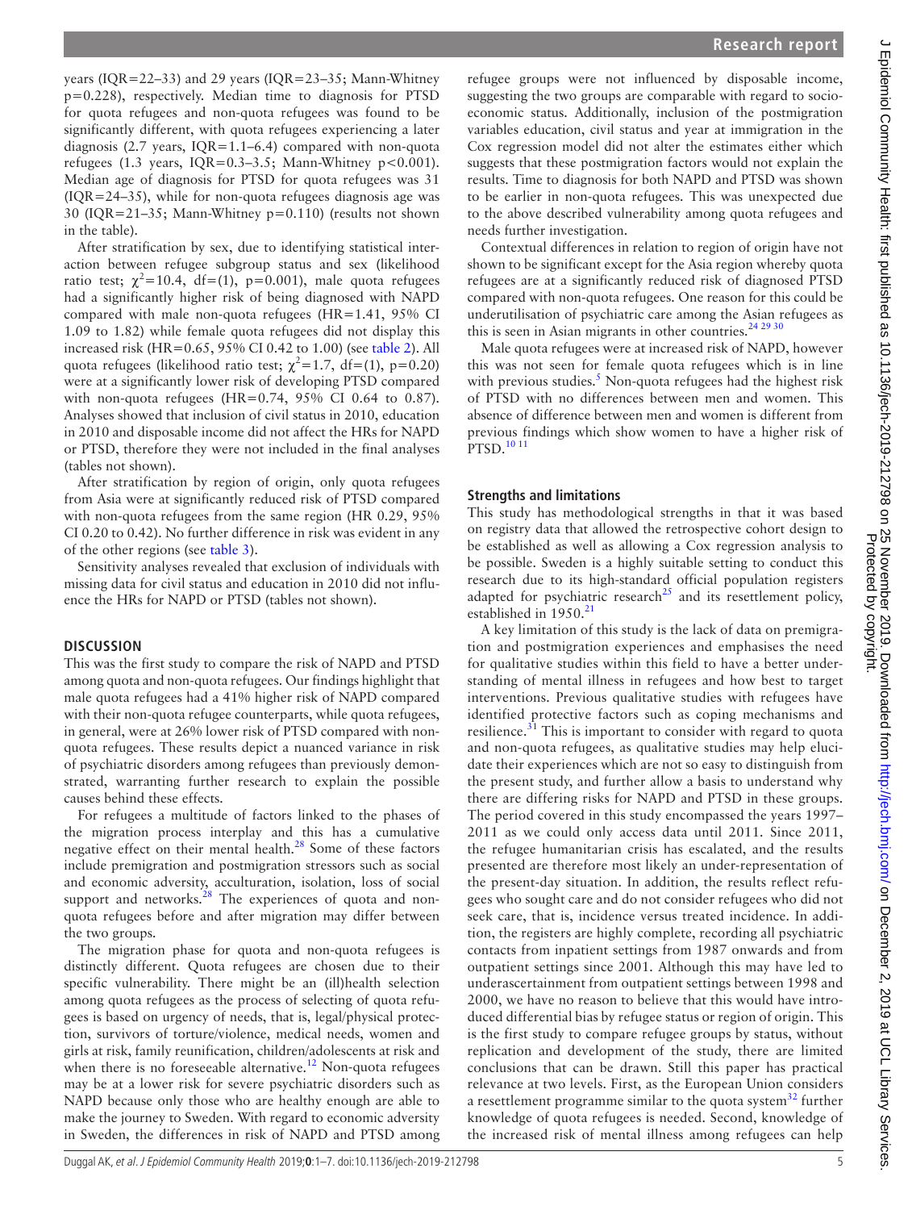years (IQR=22–33) and 29 years (IQR=23–35; Mann-Whitney p=0.228), respectively. Median time to diagnosis for PTSD for quota refugees and non-quota refugees was found to be significantly different, with quota refugees experiencing a later diagnosis (2.7 years, IQR=1.1–6.4) compared with non-quota refugees (1.3 years, IQR=0.3–3.5; Mann-Whitney p<0.001). Median age of diagnosis for PTSD for quota refugees was 31 (IQR=24–35), while for non-quota refugees diagnosis age was 30 (IQR=21–35; Mann-Whitney p=0.110) (results not shown in the table).

After stratification by sex, due to identifying statistical interaction between refugee subgroup status and sex (likelihood ratio test; $\chi^2$=10.4, df=(1), p=0.001), male quota refugees had a significantly higher risk of being diagnosed with NAPD compared with male non-quota refugees (HR=1.41, 95% CI 1.09 to 1.82) while female quota refugees did not display this increased risk (HR=0.65, 95% CI 0.42 to 1.00) (see table 2). All quota refugees (likelihood ratio test; $\chi^2$=1.7, df=(1), p=0.20) were at a significantly lower risk of developing PTSD compared with non-quota refugees (HR=0.74, 95% CI 0.64 to 0.87). Analyses showed that inclusion of civil status in 2010, education in 2010 and disposable income did not affect the HRs for NAPD or PTSD, therefore they were not included in the final analyses (tables not shown).

After stratification by region of origin, only quota refugees from Asia were at significantly reduced risk of PTSD compared with non-quota refugees from the same region (HR 0.29, 95% CI 0.20 to 0.42). No further difference in risk was evident in any of the other regions (see table 3).

Sensitivity analyses revealed that exclusion of individuals with missing data for civil status and education in 2010 did not influence the HRs for NAPD or PTSD (tables not shown).

## DISCUSSION

This was the first study to compare the risk of NAPD and PTSD among quota and non-quota refugees. Our findings highlight that male quota refugees had a 41% higher risk of NAPD compared with their non-quota refugee counterparts, while quota refugees, in general, were at 26% lower risk of PTSD compared with non-quota refugees. These results depict a nuanced variance in risk of psychiatric disorders among refugees than previously demonstrated, warranting further research to explain the possible causes behind these effects.

For refugees a multitude of factors linked to the phases of the migration process interplay and this has a cumulative negative effect on their mental health.[28] Some of these factors include premigration and postmigration stressors such as social and economic adversity, acculturation, isolation, loss of social support and networks.[28] The experiences of quota and non-quota refugees before and after migration may differ between the two groups.

The migration phase for quota and non-quota refugees is distinctly different. Quota refugees are chosen due to their specific vulnerability. There might be an (ill)health selection among quota refugees as the process of selecting of quota refugees is based on urgency of needs, that is, legal/physical protection, survivors of torture/violence, medical needs, women and girls at risk, family reunification, children/adolescents at risk and when there is no foreseeable alternative.[12] Non-quota refugees may be at a lower risk for severe psychiatric disorders such as NAPD because only those who are healthy enough are able to make the journey to Sweden. With regard to economic adversity in Sweden, the differences in risk of NAPD and PTSD among refugee groups were not influenced by disposable income, suggesting the two groups are comparable with regard to socioeconomic status. Additionally, inclusion of the postmigration variables education, civil status and year at immigration in the Cox regression model did not alter the estimates either which suggests that these postmigration factors would not explain the results. Time to diagnosis for both NAPD and PTSD was shown to be earlier in non-quota refugees. This was unexpected due to the above described vulnerability among quota refugees and needs further investigation.

Contextual differences in relation to region of origin have not shown to be significant except for the Asia region whereby quota refugees are at a significantly reduced risk of diagnosed PTSD compared with non-quota refugees. One reason for this could be underutilisation of psychiatric care among the Asian refugees as this is seen in Asian migrants in other countries.[24 29 30]

Male quota refugees were at increased risk of NAPD, however this was not seen for female quota refugees which is in line with previous studies.[5] Non-quota refugees had the highest risk of PTSD with no differences between men and women. This absence of difference between men and women is different from previous findings which show women to have a higher risk of PTSD.[10 11]

### Strengths and limitations

This study has methodological strengths in that it was based on registry data that allowed the retrospective cohort design to be established as well as allowing a Cox regression analysis to be possible. Sweden is a highly suitable setting to conduct this research due to its high-standard official population registers adapted for psychiatric research[25] and its resettlement policy, established in 1950.[21]

A key limitation of this study is the lack of data on premigration and postmigration experiences and emphasises the need for qualitative studies within this field to have a better understanding of mental illness in refugees and how best to target interventions. Previous qualitative studies with refugees have identified protective factors such as coping mechanisms and resilience.[31] This is important to consider with regard to quota and non-quota refugees, as qualitative studies may help elucidate their experiences which are not so easy to distinguish from the present study, and further allow a basis to understand why there are differing risks for NAPD and PTSD in these groups. The period covered in this study encompassed the years 1997–2011 as we could only access data until 2011. Since 2011, the refugee humanitarian crisis has escalated, and the results presented are therefore most likely an under-representation of the present-day situation. In addition, the results reflect refugees who sought care and do not consider refugees who did not seek care, that is, incidence versus treated incidence. In addition, the registers are highly complete, recording all psychiatric contacts from inpatient settings from 1987 onwards and from outpatient settings since 2001. Although this may have led to underascertainment from outpatient settings between 1998 and 2000, we have no reason to believe that this would have introduced differential bias by refugee status or region of origin. This is the first study to compare refugee groups by status, without replication and development of the study, there are limited conclusions that can be drawn. Still this paper has practical relevance at two levels. First, as the European Union considers a resettlement programme similar to the quota system[32] further knowledge of quota refugees is needed. Second, knowledge of the increased risk of mental illness among refugees can help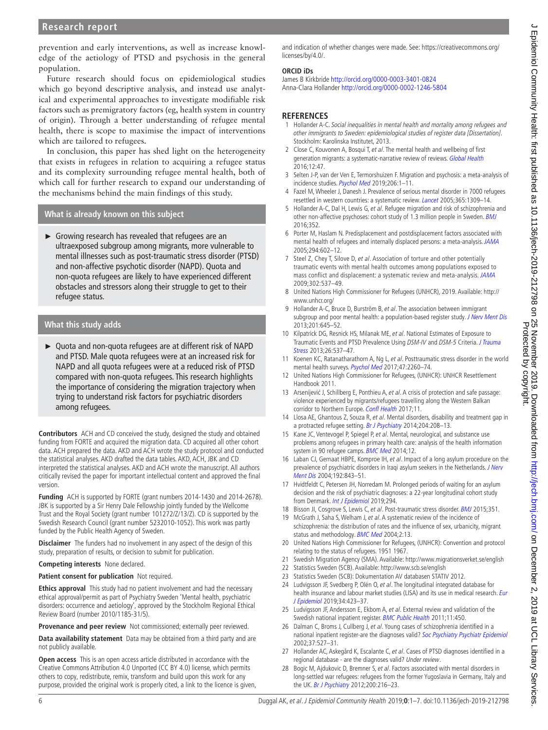prevention and early interventions, as well as increase knowledge of the aetiology of PTSD and psychosis in the general population.

Future research should focus on epidemiological studies which go beyond descriptive analysis, and instead use analytical and experimental approaches to investigate modifiable risk factors such as premigratory factors (eg, health system in country of origin). Through a better understanding of refugee mental health, there is scope to maximise the impact of interventions which are tailored to refugees.

In conclusion, this paper has shed light on the heterogeneity that exists in refugees in relation to acquiring a refugee status and its complexity surrounding refugee mental health, both of which call for further research to expand our understanding of the mechanisms behind the main findings of this study.

## What is already known on this subject

- Growing research has revealed that refugees are an ultraexposed subgroup among migrants, more vulnerable to mental illnesses such as post-traumatic stress disorder (PTSD) and non-affective psychotic disorder (NAPD). Quota and non-quota refugees are likely to have experienced different obstacles and stressors along their struggle to get to their refugee status.

## What this study adds

- Quota and non-quota refugees are at different risk of NAPD and PTSD. Male quota refugees were at an increased risk for NAPD and all quota refugees were at a reduced risk of PTSD compared with non-quota refugees. This research highlights the importance of considering the migration trajectory when trying to understand risk factors for psychiatric disorders among refugees.

**Contributors** ACH and CD conceived the study, designed the study and obtained funding from FORTE and acquired the migration data. CD acquired all other cohort data. ACH prepared the data. AKD and ACH wrote the study protocol and conducted the statistical analyses. AKD drafted the data tables. AKD, ACH, JBK and CD interpreted the statistical analyses. AKD and ACH wrote the manuscript. All authors critically revised the paper for important intellectual content and approved the final version.

**Funding** ACH is supported by FORTE (grant numbers 2014-1430 and 2014-2678). JBK is supported by a Sir Henry Dale Fellowship jointly funded by the Wellcome Trust and the Royal Society (grant number 101272/Z/13/Z). CD is supported by the Swedish Research Council (grant number 5232010-1052). This work was partly funded by the Public Health Agency of Sweden.

**Disclaimer** The funders had no involvement in any aspect of the design of this study, preparation of results, or decision to submit for publication.

**Competing interests** None declared.

**Patient consent for publication** Not required.

**Ethics approval** This study had no patient involvement and had the necessary ethical approval/permit as part of Psychiatry Sweden 'Mental health, psychiatric disorders: occurrence and aetiology', approved by the Stockholm Regional Ethical Review Board (number 2010/1185-31/5).

**Provenance and peer review** Not commissioned; externally peer reviewed.

**Data availability statement** Data may be obtained from a third party and are not publicly available.

**Open access** This is an open access article distributed in accordance with the Creative Commons Attribution 4.0 Unported (CC BY 4.0) license, which permits others to copy, redistribute, remix, transform and build upon this work for any purpose, provided the original work is properly cited, a link to the licence is given, and indication of whether changes were made. See: https://creativecommons.org/licenses/by/4.0/.

**ORCID iDs**

James B Kirkbride http://orcid.org/0000-0003-3401-0824
Anna-Clara Hollander http://orcid.org/0000-0002-1246-5804

## REFERENCES

1. Hollander A-C. *Social inequalities in mental health and mortality among refugees and other immigrants to Sweden: epidemiological studies of register data [Dissertation]*. Stockholm: Karolinska Institutet, 2013.
2. Close C, Kouvonen A, Bosqui T, *et al*. The mental health and wellbeing of first generation migrants: a systematic-narrative review of reviews. *Global Health* 2016;12:47.
3. Selten J-P, van der Ven E, Termorshuizen F. Migration and psychosis: a meta-analysis of incidence studies. *Psychol Med* 2019;206:1–11.
4. Fazel M, Wheeler J, Danesh J. Prevalence of serious mental disorder in 7000 refugees resettled in western countries: a systematic review. *Lancet* 2005;365:1309–14.
5. Hollander A-C, Dal H, Lewis G, *et al*. Refugee migration and risk of schizophrenia and other non-affective psychoses: cohort study of 1.3 million people in Sweden. *BMJ* 2016;352.
6. Porter M, Haslam N. Predisplacement and postdisplacement factors associated with mental health of refugees and internally displaced persons: a meta-analysis. *JAMA* 2005;294:602–12.
7. Steel Z, Chey T, Silove D, *et al*. Association of torture and other potentially traumatic events with mental health outcomes among populations exposed to mass conflict and displacement: a systematic review and meta-analysis. *JAMA* 2009;302:537–49.
8. United Nations High Commissioner for Refugees (UNHCR), 2019. Available: http://www.unhcr.org/
9. Hollander A-C, Bruce D, Burström B, *et al*. The association between immigrant subgroup and poor mental health: a population-based register study. *J Nerv Ment Dis* 2013;201:645–52.
10. Kilpatrick DG, Resnick HS, Milanak ME, *et al*. National Estimates of Exposure to Traumatic Events and PTSD Prevalence Using *DSM-IV* and *DSM-5* Criteria. *J Trauma Stress* 2013;26:537–47.
11. Koenen KC, Ratanatharathorn A, Ng L, *et al*. Posttraumatic stress disorder in the world mental health surveys. *Psychol Med* 2017;47:2260–74.
12. United Nations High Commissioner for Refugees, (UNHCR): UNHCR Resettlement Handbook 2011.
13. Arsenijević J, Schillberg E, Ponthieu A, *et al*. A crisis of protection and safe passage: violence experienced by migrants/refugees travelling along the Western Balkan corridor to Northern Europe. *Confl Health* 2017;11.
14. Llosa AE, Ghantous Z, Souza R, *et al*. Mental disorders, disability and treatment gap in a protracted refugee setting. *Br J Psychiatry* 2014;204:208–13.
15. Kane JC, Ventevogel P, Spiegel P, *et al*. Mental, neurological, and substance use problems among refugees in primary health care: analysis of the health information system in 90 refugee camps. *BMC Med* 2014;12.
16. Laban CJ, Gernaat HBPE, Komproe IH, *et al*. Impact of a long asylum procedure on the prevalence of psychiatric disorders in Iraqi asylum seekers in the Netherlands. *J Nerv Ment Dis* 2004;192:843–51.
17. Hvidtfeldt C, Petersen JH, Norredam M. Prolonged periods of waiting for an asylum decision and the risk of psychiatric diagnoses: a 22-year longitudinal cohort study from Denmark. *Int J Epidemiol* 2019;294.
18. Bisson JI, Cosgrove S, Lewis C, *et al*. Post-traumatic stress disorder. *BMJ* 2015;351.
19. McGrath J, Saha S, Welham J, *et al*. A systematic review of the incidence of schizophrenia: the distribution of rates and the influence of sex, urbanicity, migrant status and methodology. *BMC Med* 2004;2:13.
20. United Nations High Commissioner for Refugees, (UNHCR): Convention and protocol relating to the status of refugees. 1951 1967.
21. Swedish Migration Agency (SMA). Available: http://www.migrationsverket.se/english
22. Statistics Sweden (SCB). Available: http://www.scb.se/english
23. Statistics Sweden (SCB): Dokumentation AV databasen STATIV 2012.
24. Ludvigsson JF, Svedberg P, Olén O, *et al*. The longitudinal integrated database for health insurance and labour market studies (LISA) and its use in medical research. *Eur J Epidemiol* 2019;34:423–37.
25. Ludvigsson JF, Andersson E, Ekbom A, *et al*. External review and validation of the Swedish national inpatient register. *BMC Public Health* 2011;11:450.
26. Dalman C, Broms J, Cullberg J, *et al*. Young cases of schizophrenia identified in a national inpatient register-are the diagnoses valid? *Soc Psychiatry Psychiatr Epidemiol* 2002;37:527–31.
27. Hollander AC, Askegård K, Escalante C, *et al*. Cases of PTSD diagnoses identified in a regional database - are the diagnoses valid? *Under review*.
28. Bogic M, Ajdukovic D, Bremner S, *et al*. Factors associated with mental disorders in long-settled war refugees: refugees from the former Yugoslavia in Germany, Italy and the UK. *Br J Psychiatry* 2012;200:216–23.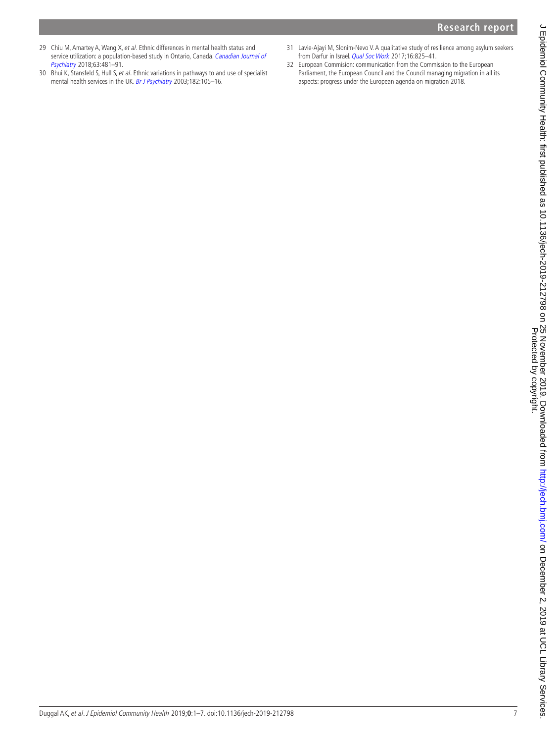29 Chiu M, Amartey A, Wang X, *et al*. Ethnic differences in mental health status and service utilization: a population-based study in Ontario, Canada. *Canadian Journal of Psychiatry* 2018;63:481–91.

30 Bhui K, Stansfeld S, Hull S, *et al*. Ethnic variations in pathways to and use of specialist mental health services in the UK. *Br J Psychiatry* 2003;182:105–16.

31 Lavie-Ajayi M, Slonim-Nevo V. A qualitative study of resilience among asylum seekers from Darfur in Israel. *Qual Soc Work* 2017;16:825–41.

32 European Commision: communication from the Commission to the European Parliament, the European Council and the Council managing migration in all its aspects: progress under the European agenda on migration 2018.